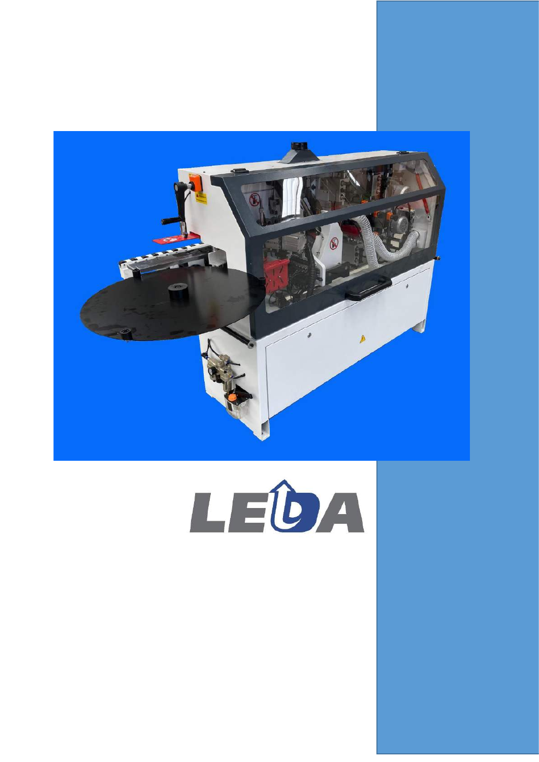LEDA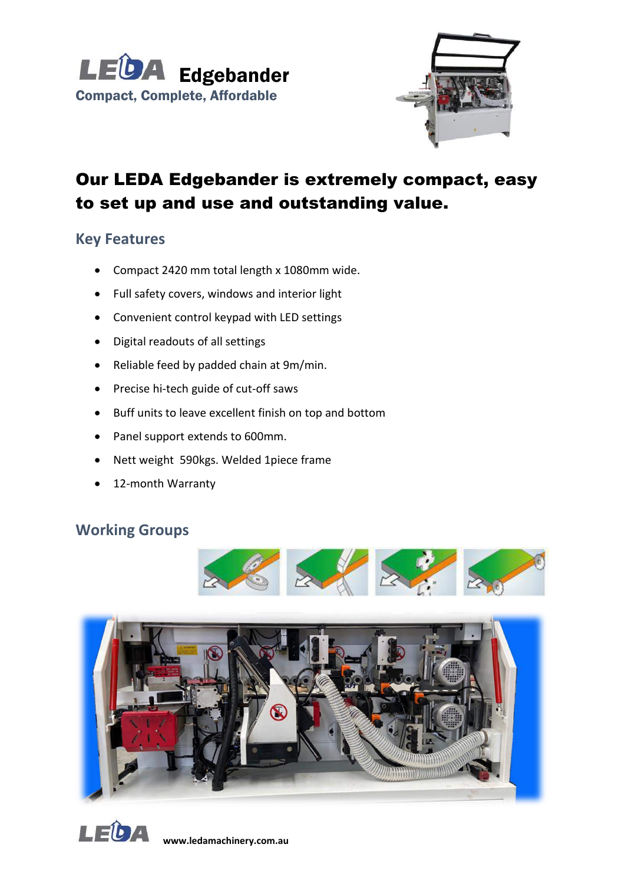# LEDA Edgebander

**Compact, Complete, Affordable**

## Our LEDA Edgebander is extremely compact, easy to set up and use and outstanding value.

### Key Features

- Compact 2420 mm total length x 1080mm wide.
- Full safety covers, windows and interior light
- Convenient control keypad with LED settings
- Digital readouts of all settings
- Reliable feed by padded chain at 9m/min.
- Precise hi-tech guide of cut-off saws
- Buff units to leave excellent finish on top and bottom
- Panel support extends to 600mm.
- Nett weight 590kgs. Welded 1piece frame
- 12-month Warranty

### Working Groups

www.ledamachinery.com.au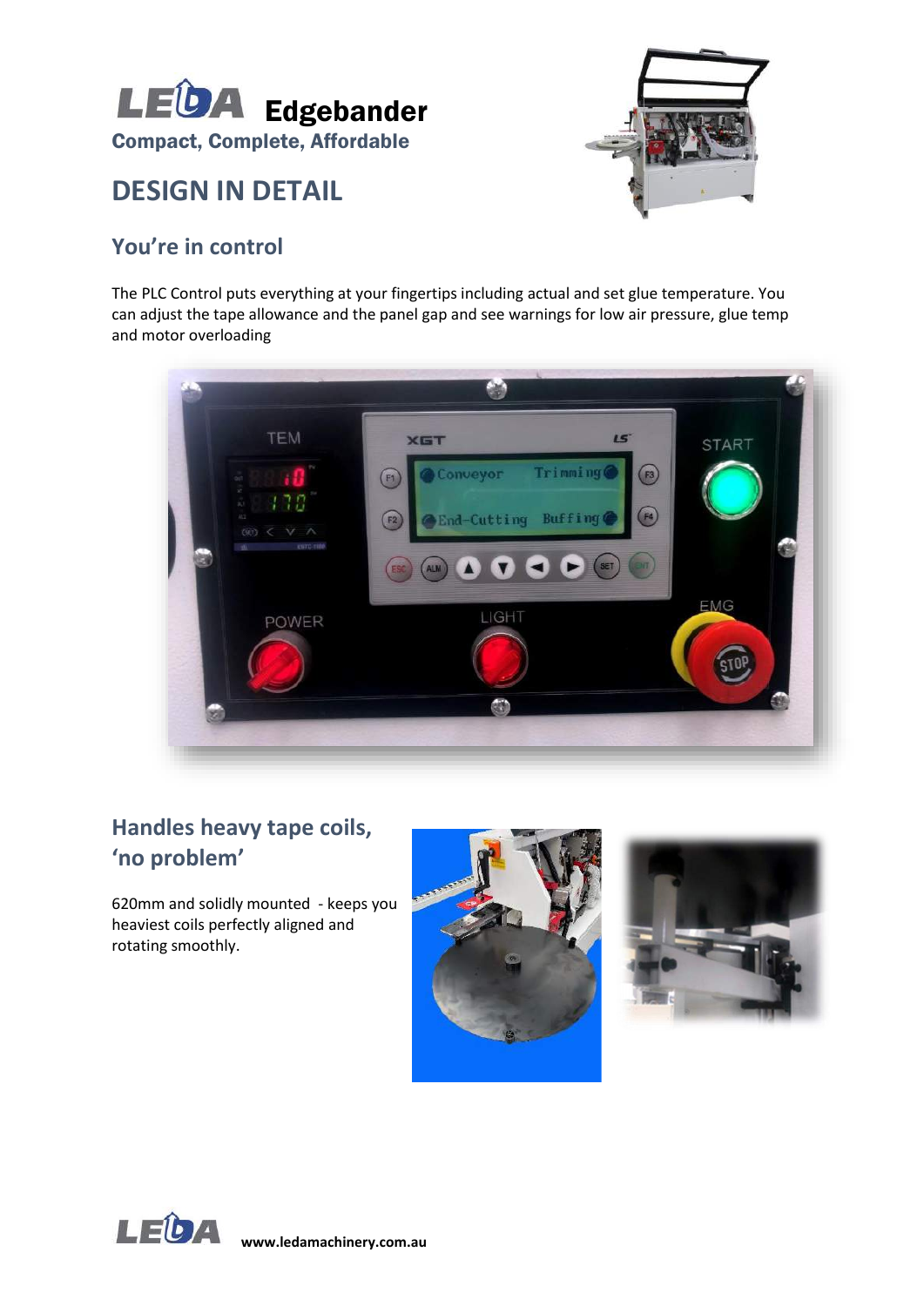# LEDA Edgebander

**Compact, Complete, Affordable**

## DESIGN IN DETAIL

### You're in control

The PLC Control puts everything at your fingertips including actual and set glue temperature. You can adjust the tape allowance and the panel gap and see warnings for low air pressure, glue temp and motor overloading

### Handles heavy tape coils, 'no problem'

620mm and solidly mounted - keeps you heaviest coils perfectly aligned and rotating smoothly.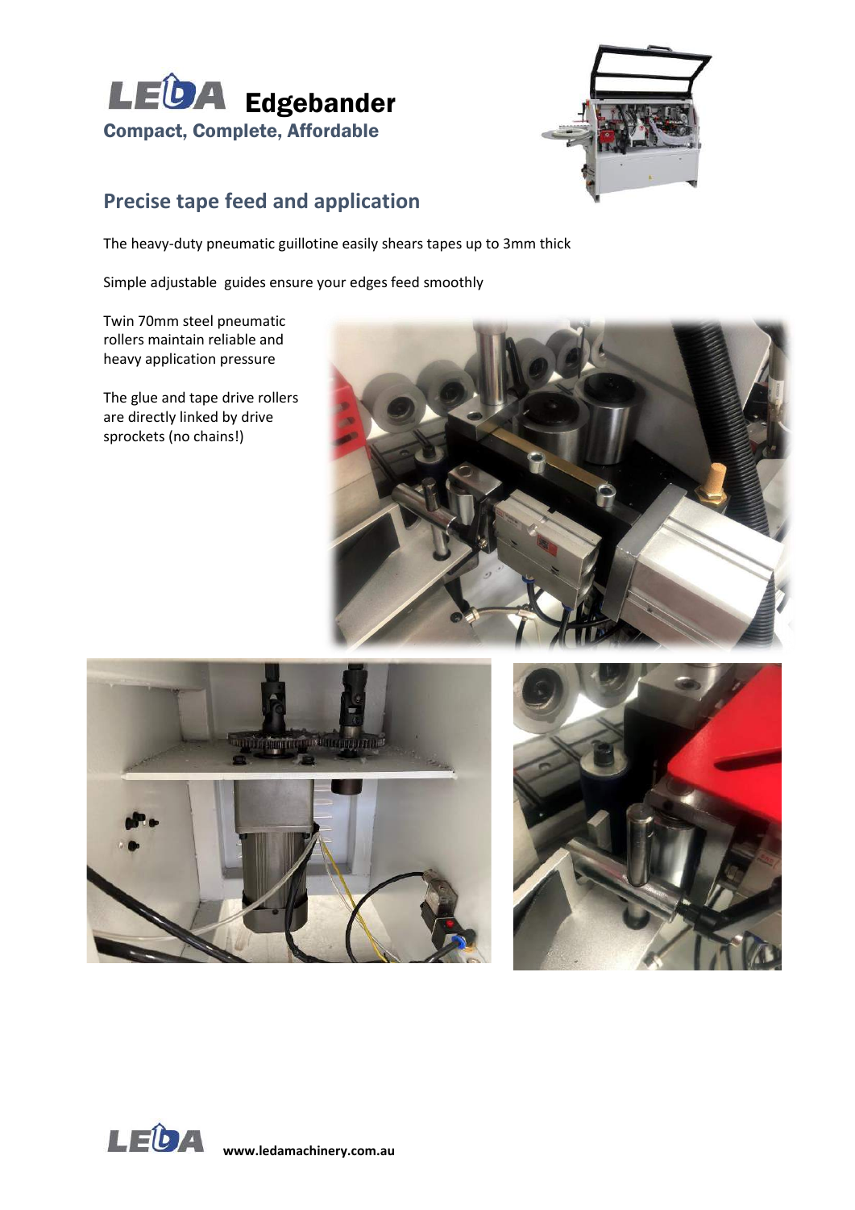# LEDA Edgebander

**Compact, Complete, Affordable**

## Precise tape feed and application

The heavy-duty pneumatic guillotine easily shears tapes up to 3mm thick

Simple adjustable guides ensure your edges feed smoothly

Twin 70mm steel pneumatic rollers maintain reliable and heavy application pressure

The glue and tape drive rollers are directly linked by drive sprockets (no chains!)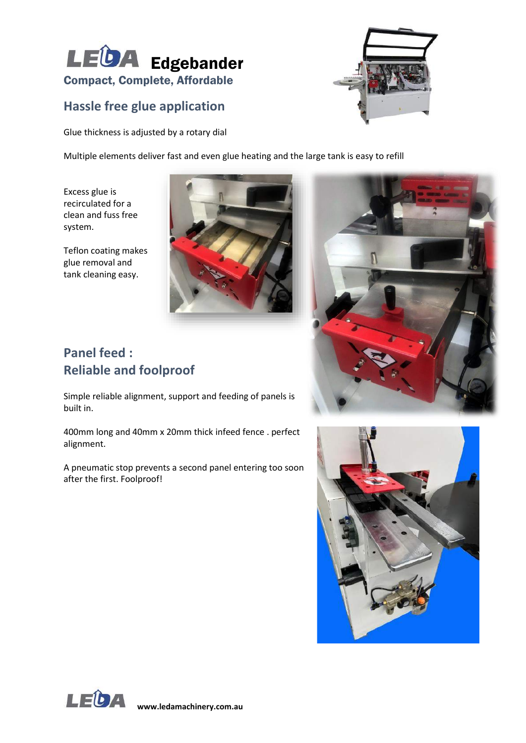# LEDA Edgebander

**Compact, Complete, Affordable**

## Hassle free glue application

Glue thickness is adjusted by a rotary dial

Multiple elements deliver fast and even glue heating and the large tank is easy to refill

Excess glue is recirculated for a clean and fuss free system.

Teflon coating makes glue removal and tank cleaning easy.

## Panel feed : Reliable and foolproof

Simple reliable alignment, support and feeding of panels is built in.

400mm long and 40mm x 20mm thick infeed fence . perfect alignment.

A pneumatic stop prevents a second panel entering too soon after the first. Foolproof!

**www.ledamachinery.com.au**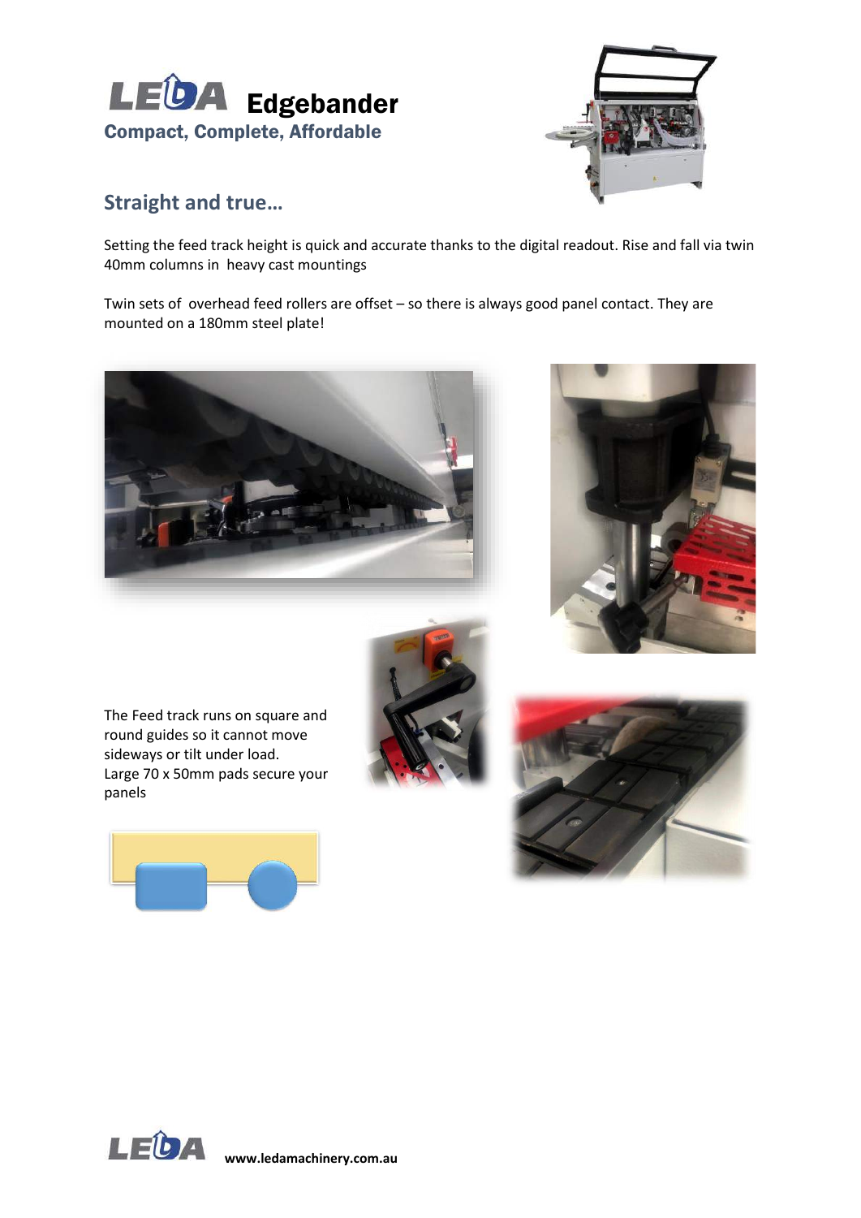# LEDA Edgebander

**Compact, Complete, Affordable**

## Straight and true…

Setting the feed track height is quick and accurate thanks to the digital readout. Rise and fall via twin 40mm columns in heavy cast mountings

Twin sets of overhead feed rollers are offset – so there is always good panel contact. They are mounted on a 180mm steel plate!

The Feed track runs on square and round guides so it cannot move sideways or tilt under load.
Large 70 x 50mm pads secure your panels

www.ledamachinery.com.au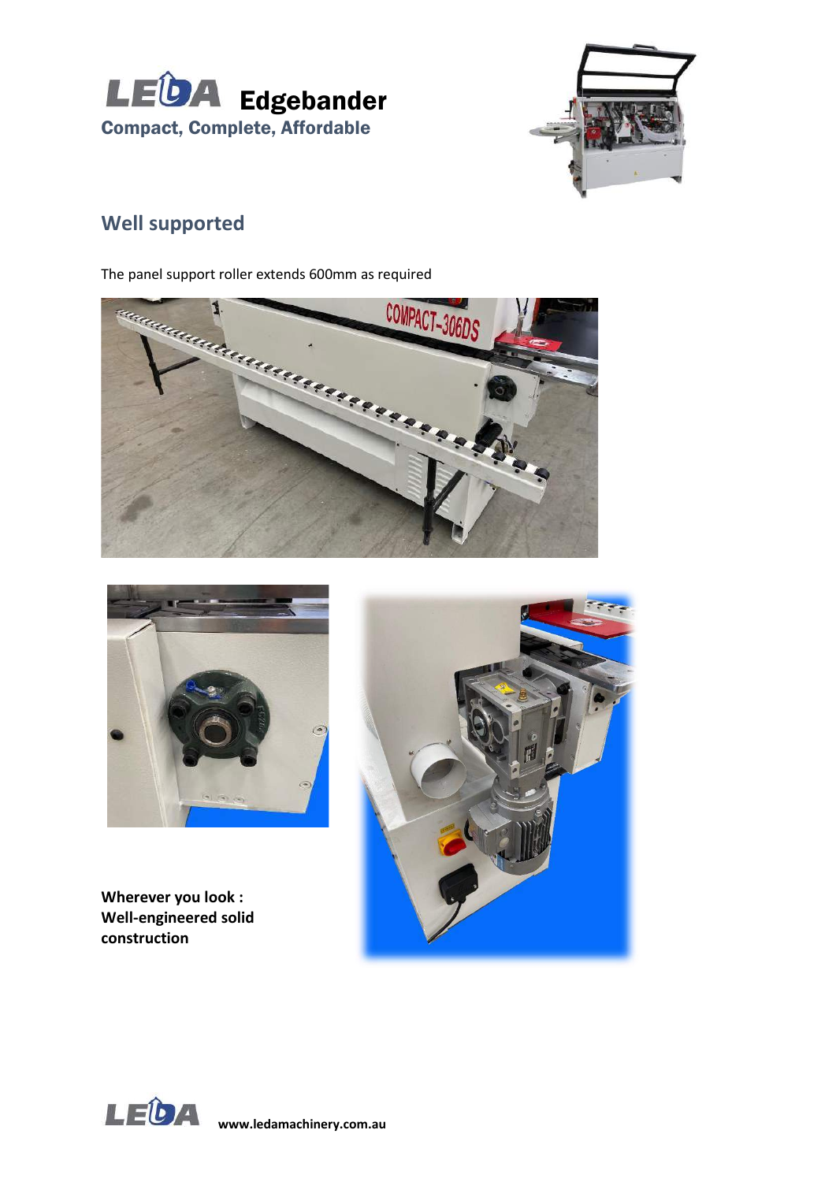# LEDA Edgebander

**Compact, Complete, Affordable**

## Well supported

The panel support roller extends 600mm as required

**Wherever you look : Well-engineered solid construction**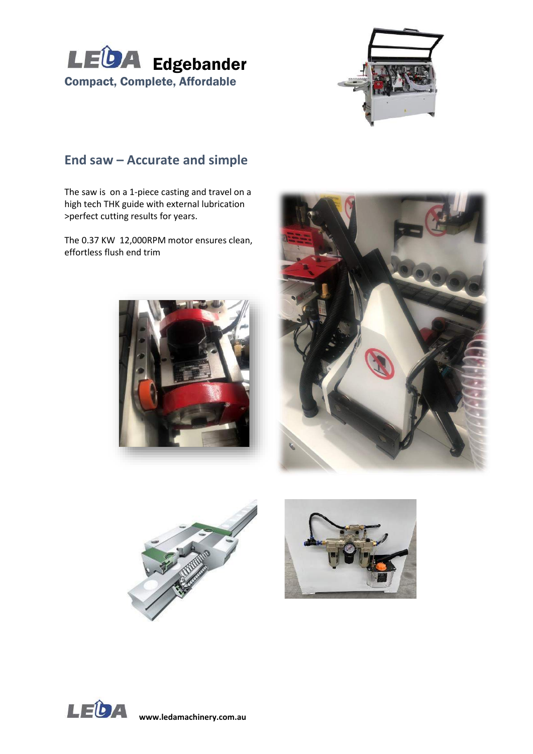# LEDA Edgebander

**Compact, Complete, Affordable**

## End saw – Accurate and simple

The saw is on a 1-piece casting and travel on a high tech THK guide with external lubrication >perfect cutting results for years.

The 0.37 KW 12,000RPM motor ensures clean, effortless flush end trim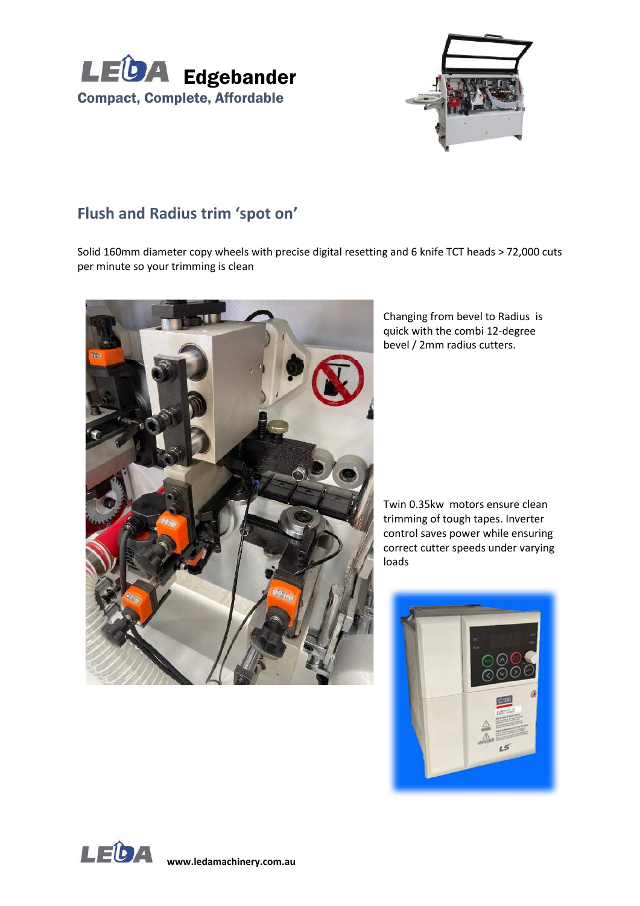# LEDA Edgebander

**Compact, Complete, Affordable**

## Flush and Radius trim 'spot on'

Solid 160mm diameter copy wheels with precise digital resetting and 6 knife TCT heads > 72,000 cuts per minute so your trimming is clean

Changing from bevel to Radius is quick with the combi 12-degree bevel / 2mm radius cutters.

Twin 0.35kw motors ensure clean trimming of tough tapes. Inverter control saves power while ensuring correct cutter speeds under varying loads

www.ledamachinery.com.au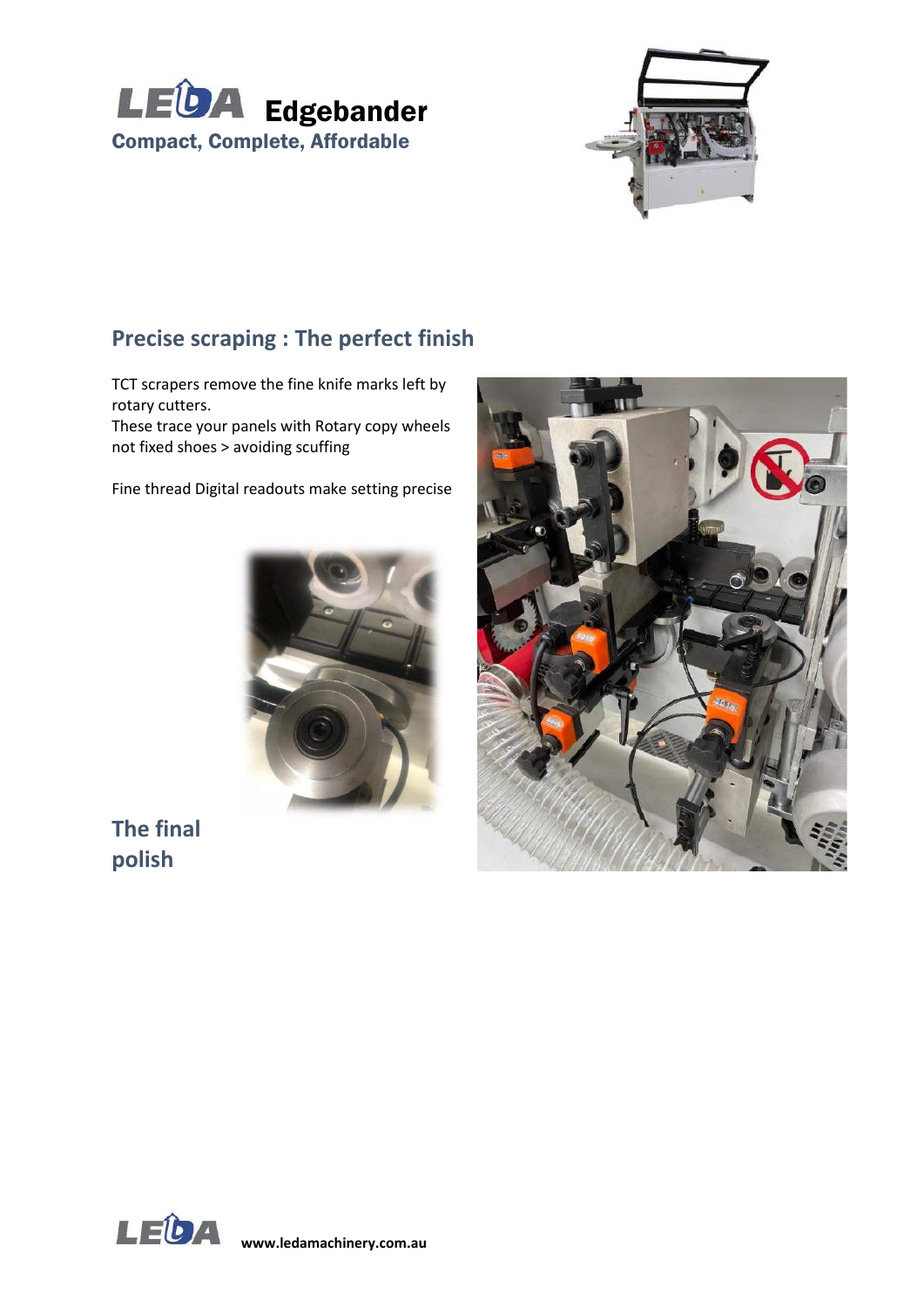# LEDA Edgebander

**Compact, Complete, Affordable**

## Precise scraping : The perfect finish

TCT scrapers remove the fine knife marks left by rotary cutters.
These trace your panels with Rotary copy wheels not fixed shoes > avoiding scuffing

Fine thread Digital readouts make setting precise

## The final polish

www.ledamachinery.com.au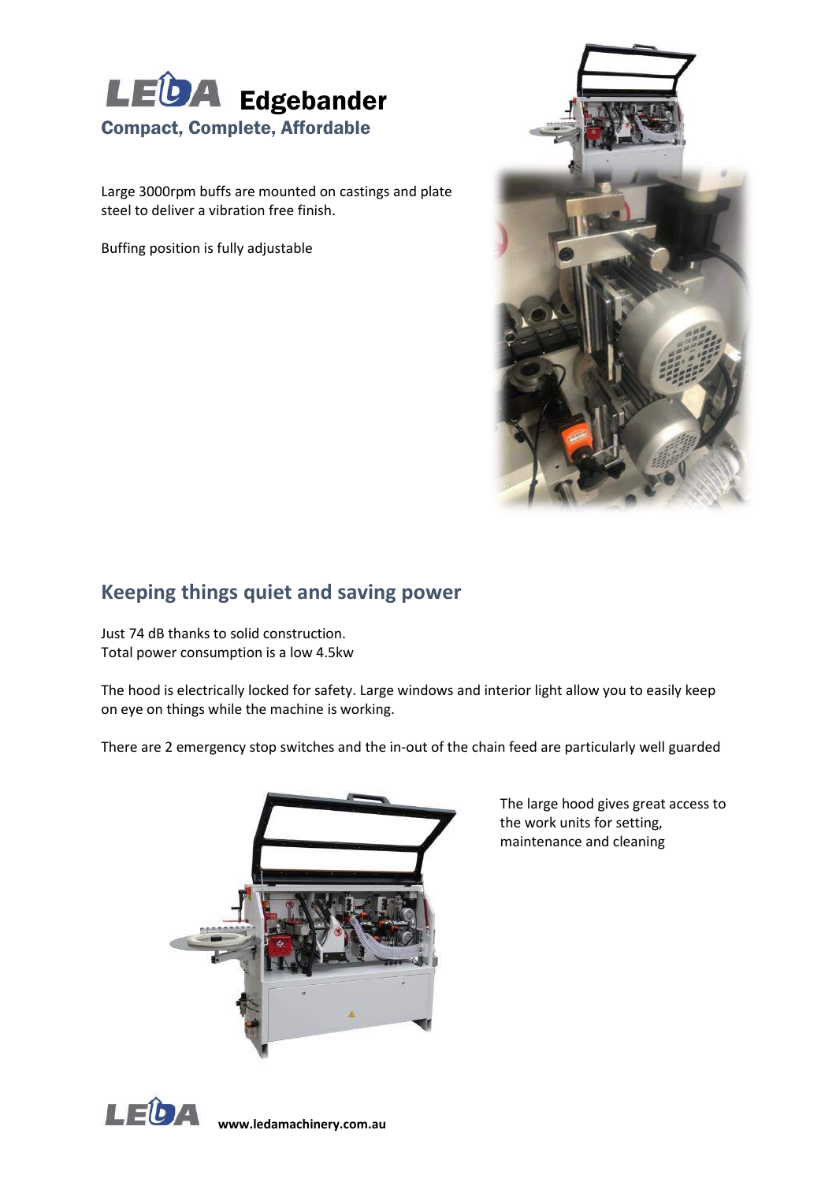# LEDA Edgebander

**Compact, Complete, Affordable**

Large 3000rpm buffs are mounted on castings and plate steel to deliver a vibration free finish.

Buffing position is fully adjustable

## Keeping things quiet and saving power

Just 74 dB thanks to solid construction.
Total power consumption is a low 4.5kw

The hood is electrically locked for safety. Large windows and interior light allow you to easily keep on eye on things while the machine is working.

There are 2 emergency stop switches and the in-out of the chain feed are particularly well guarded

The large hood gives great access to the work units for setting, maintenance and cleaning

www.ledamachinery.com.au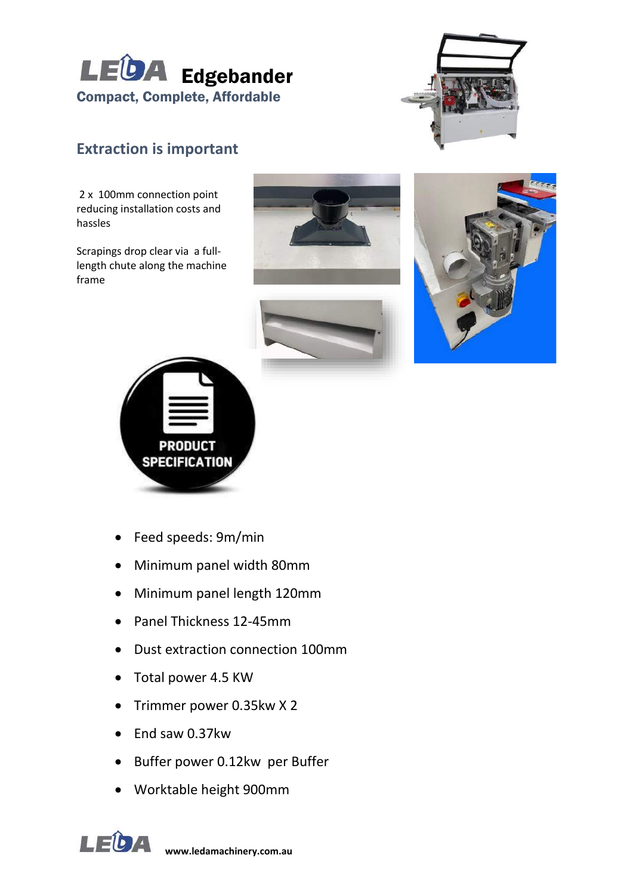# LEDA Edgebander

**Compact, Complete, Affordable**

## Extraction is important

2 x 100mm connection point reducing installation costs and hassles

Scrapings drop clear via a full-length chute along the machine frame

PRODUCT SPECIFICATION

- Feed speeds: 9m/min
- Minimum panel width 80mm
- Minimum panel length 120mm
- Panel Thickness 12-45mm
- Dust extraction connection 100mm
- Total power 4.5 KW
- Trimmer power 0.35kw X 2
- End saw 0.37kw
- Buffer power 0.12kw per Buffer
- Worktable height 900mm

LEDA **www.ledamachinery.com.au**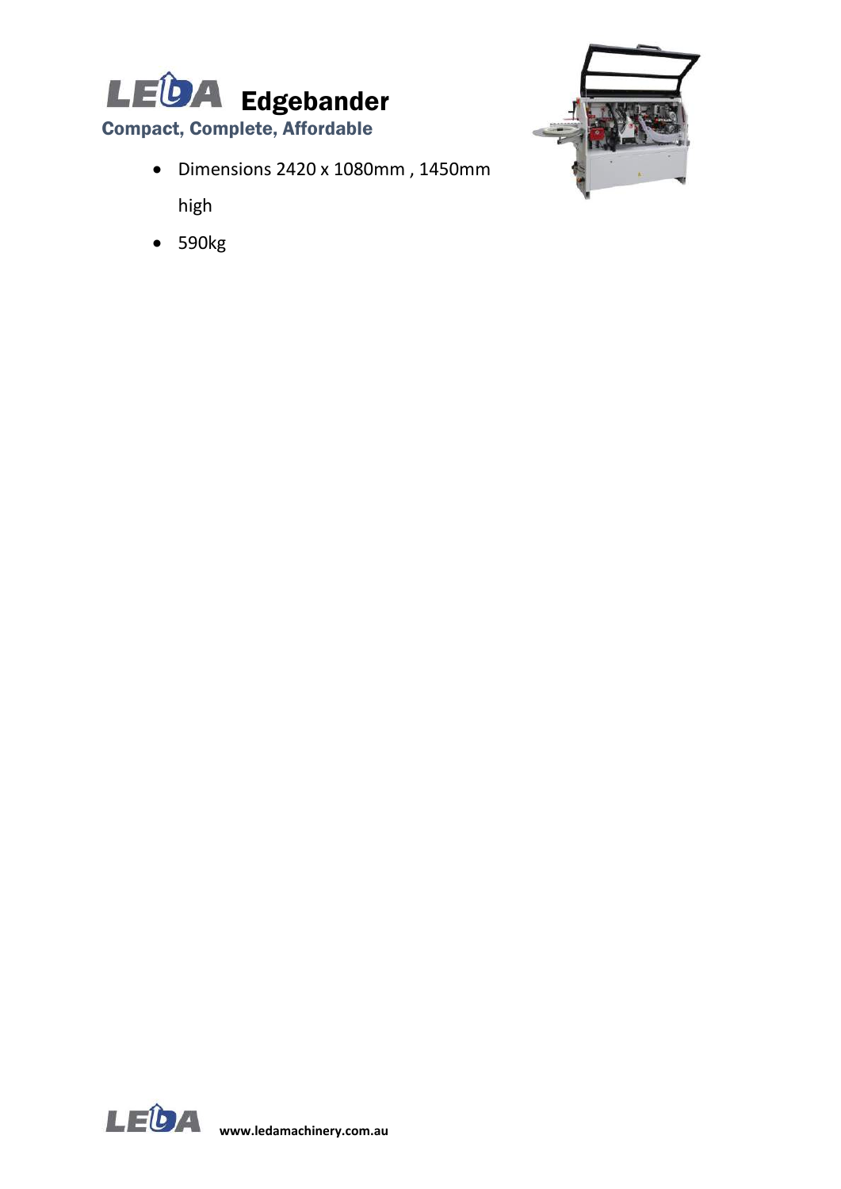# LEDA Edgebander

**Compact, Complete, Affordable**

- Dimensions 2420 x 1080mm , 1450mm high
- 590kg

www.ledamachinery.com.au